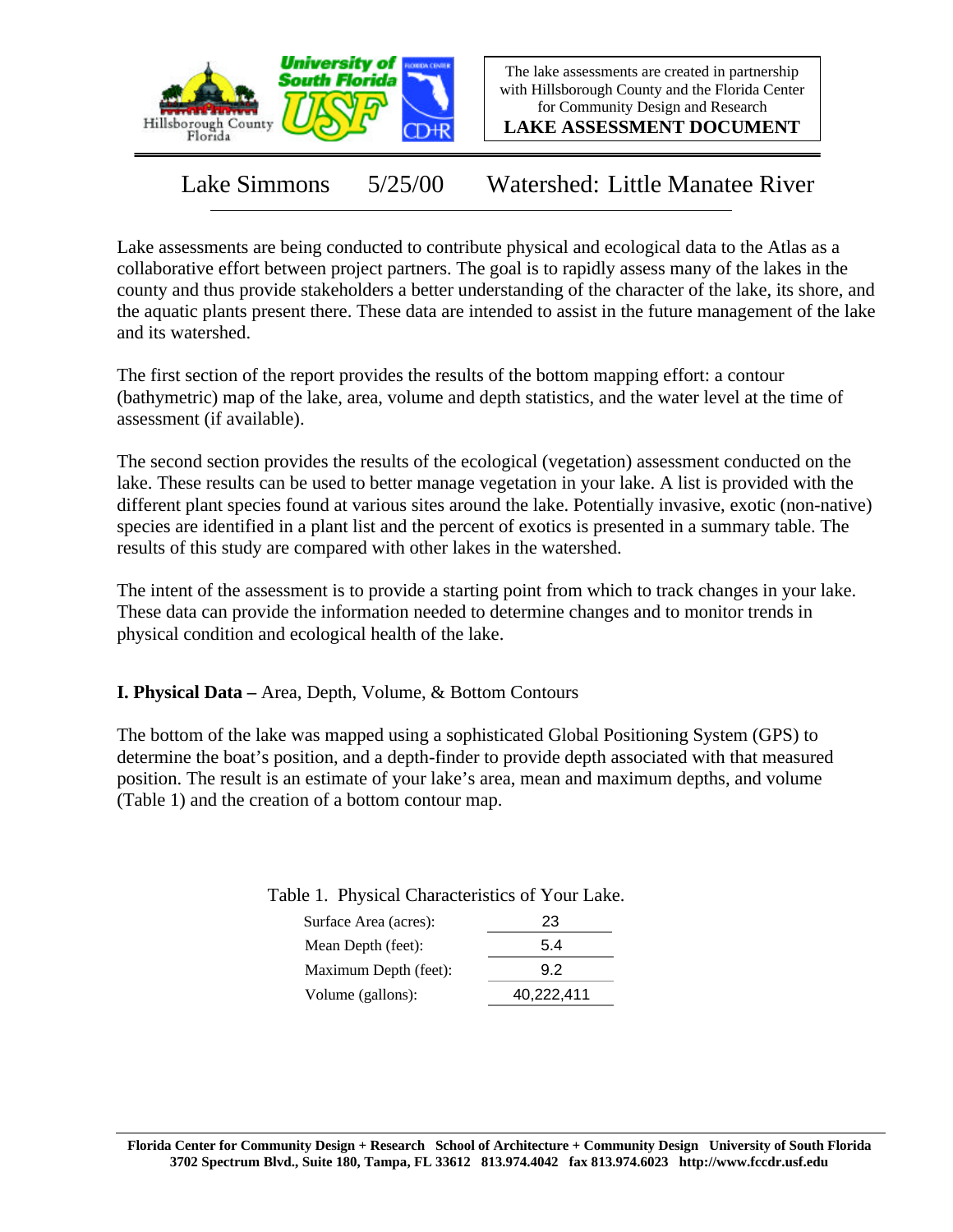The lake assessments are created in partnership with Hillsborough County and the Florida Center for Community Design and Research

**LAKE ASSESSMENT DOCUMENT**

# Lake Simmons 5/25/00 Watershed: Little Manatee River

Lake assessments are being conducted to contribute physical and ecological data to the Atlas as a collaborative effort between project partners. The goal is to rapidly assess many of the lakes in the county and thus provide stakeholders a better understanding of the character of the lake, its shore, and the aquatic plants present there. These data are intended to assist in the future management of the lake and its watershed.

The first section of the report provides the results of the bottom mapping effort: a contour (bathymetric) map of the lake, area, volume and depth statistics, and the water level at the time of assessment (if available).

The second section provides the results of the ecological (vegetation) assessment conducted on the lake. These results can be used to better manage vegetation in your lake. A list is provided with the different plant species found at various sites around the lake. Potentially invasive, exotic (non-native) species are identified in a plant list and the percent of exotics is presented in a summary table. The results of this study are compared with other lakes in the watershed.

The intent of the assessment is to provide a starting point from which to track changes in your lake. These data can provide the information needed to determine changes and to monitor trends in physical condition and ecological health of the lake.

## I. Physical Data – Area, Depth, Volume, & Bottom Contours

The bottom of the lake was mapped using a sophisticated Global Positioning System (GPS) to determine the boat's position, and a depth-finder to provide depth associated with that measured position. The result is an estimate of your lake's area, mean and maximum depths, and volume (Table 1) and the creation of a bottom contour map.

Table 1. Physical Characteristics of Your Lake.

| | |
|---|---|
| Surface Area (acres): | 23 |
| Mean Depth (feet): | 5.4 |
| Maximum Depth (feet): | 9.2 |
| Volume (gallons): | 40,222,411 |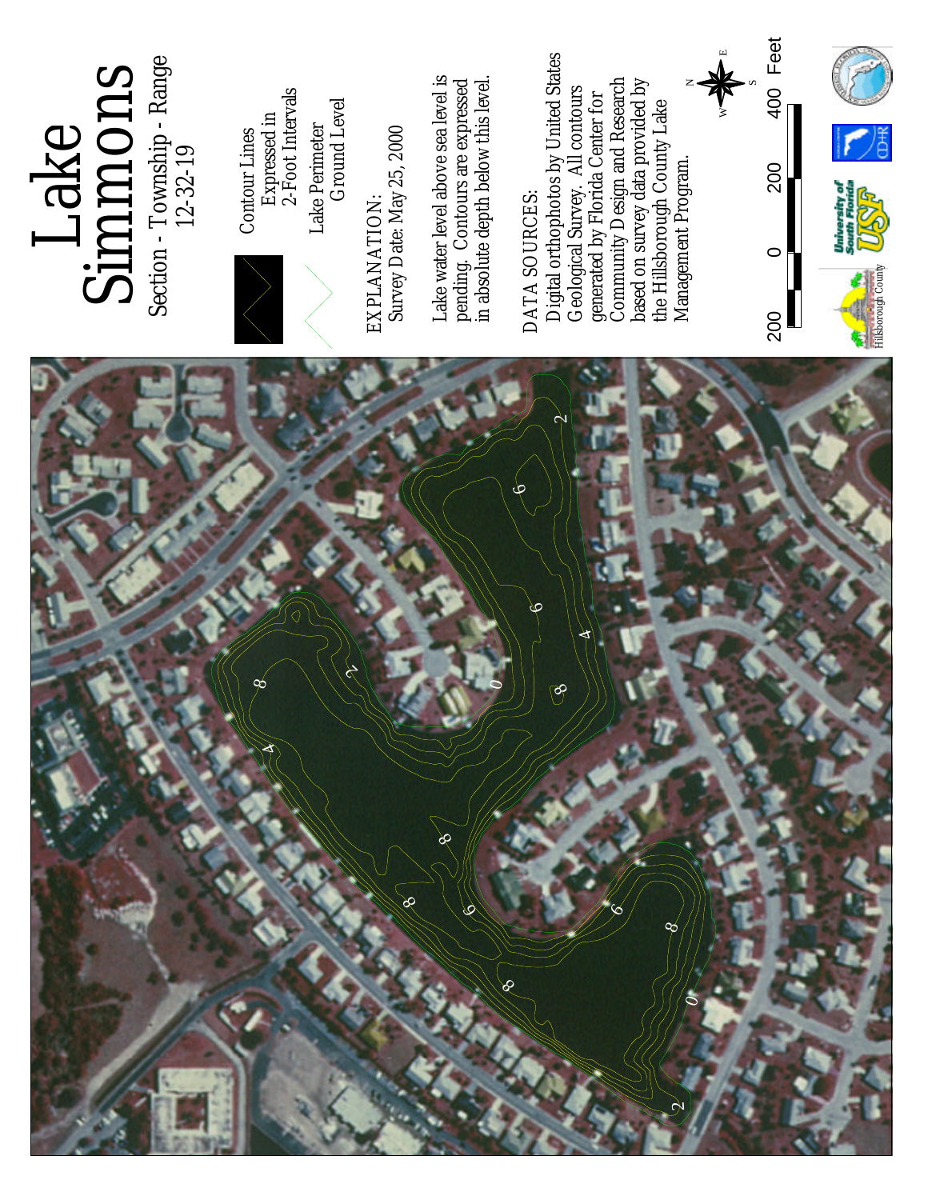# Lake Simmons

Section - Township - Range
12-32-19

Contour Lines
Expressed in
2-Foot Intervals

Lake Perimeter
Ground Level

EXPLANATION:
Survey Date: May 25, 2000

Lake water level above sea level is pending. Contours are expressed in absolute depth below this level.

DATA SOURCES:
Digital orthophotos by United States Geological Survey. All contours generated by Florida Center for Community Design and Research based on survey data provided by the Hillsborough County Lake Management Program.

200 0 200 400 Feet

Hillsborough County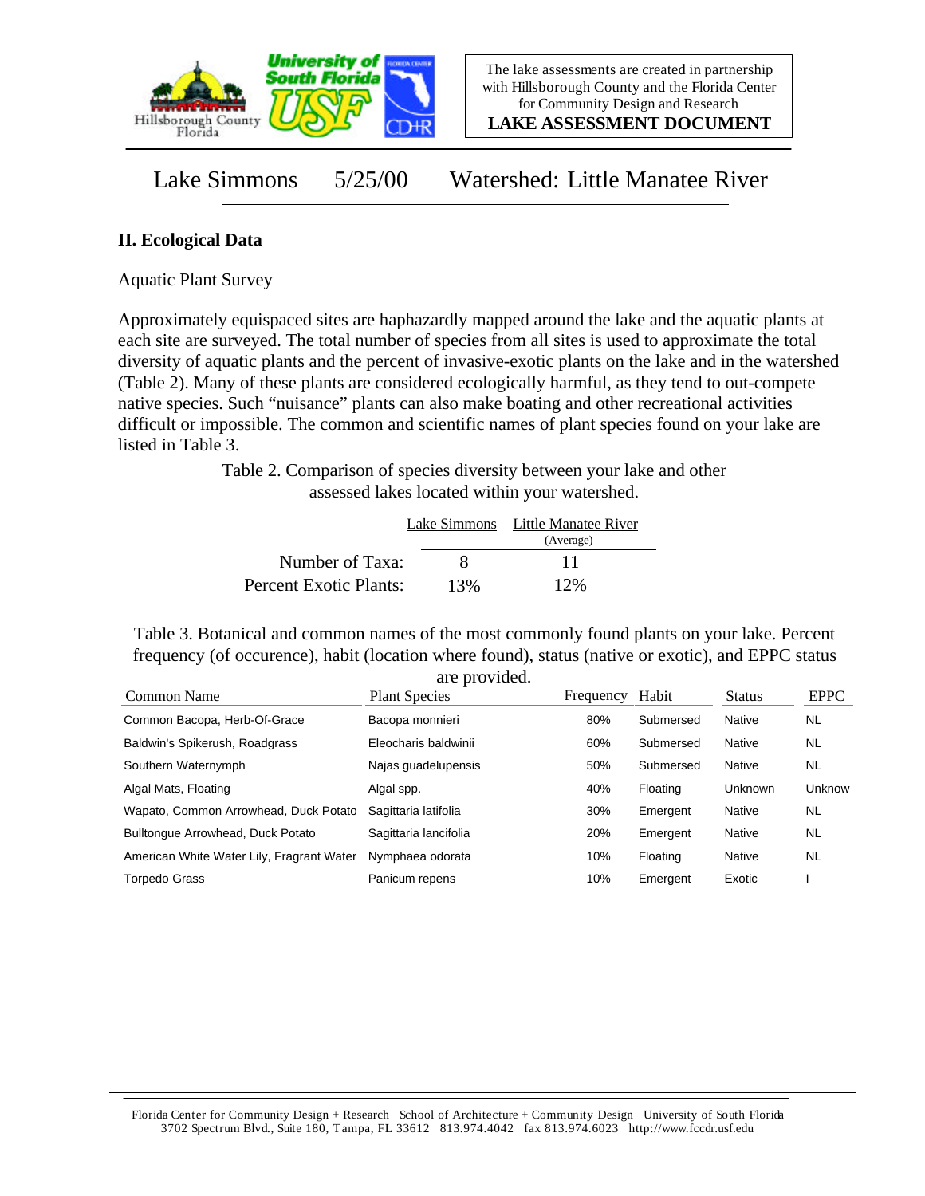Lake Simmons 5/25/00 Watershed: Little Manatee River

## II. Ecological Data

Aquatic Plant Survey

Approximately equispaced sites are haphazardly mapped around the lake and the aquatic plants at each site are surveyed. The total number of species from all sites is used to approximate the total diversity of aquatic plants and the percent of invasive-exotic plants on the lake and in the watershed (Table 2). Many of these plants are considered ecologically harmful, as they tend to out-compete native species. Such "nuisance" plants can also make boating and other recreational activities difficult or impossible. The common and scientific names of plant species found on your lake are listed in Table 3.

Table 2. Comparison of species diversity between your lake and other assessed lakes located within your watershed.

| | Lake Simmons | Little Manatee River (Average) |
|---|---|---|
| Number of Taxa: | 8 | 11 |
| Percent Exotic Plants: | 13% | 12% |

Table 3. Botanical and common names of the most commonly found plants on your lake. Percent frequency (of occurence), habit (location where found), status (native or exotic), and EPPC status are provided.

| Common Name | Plant Species | Frequency | Habit | Status | EPPC |
|---|---|---|---|---|---|
| Common Bacopa, Herb-Of-Grace | Bacopa monnieri | 80% | Submersed | Native | NL |
| Baldwin's Spikerush, Roadgrass | Eleocharis baldwinii | 60% | Submersed | Native | NL |
| Southern Waternymph | Najas guadelupensis | 50% | Submersed | Native | NL |
| Algal Mats, Floating | Algal spp. | 40% | Floating | Unknown | Unknow |
| Wapato, Common Arrowhead, Duck Potato | Sagittaria latifolia | 30% | Emergent | Native | NL |
| Bulltongue Arrowhead, Duck Potato | Sagittaria lancifolia | 20% | Emergent | Native | NL |
| American White Water Lily, Fragrant Water | Nymphaea odorata | 10% | Floating | Native | NL |
| Torpedo Grass | Panicum repens | 10% | Emergent | Exotic | I |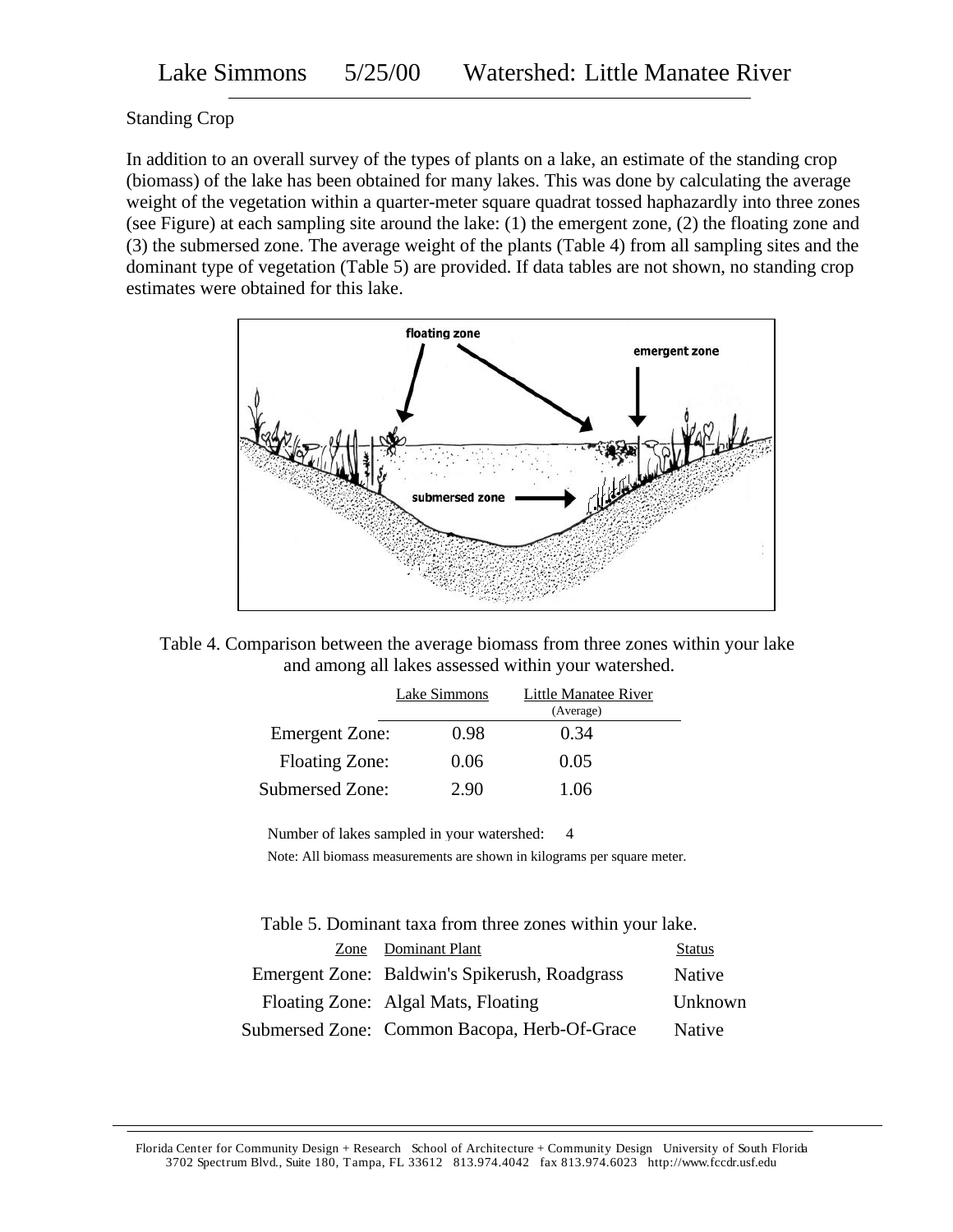# Lake Simmons 5/25/00 Watershed: Little Manatee River

Standing Crop

In addition to an overall survey of the types of plants on a lake, an estimate of the standing crop (biomass) of the lake has been obtained for many lakes. This was done by calculating the average weight of the vegetation within a quarter-meter square quadrat tossed haphazardly into three zones (see Figure) at each sampling site around the lake: (1) the emergent zone, (2) the floating zone and (3) the submersed zone. The average weight of the plants (Table 4) from all sampling sites and the dominant type of vegetation (Table 5) are provided. If data tables are not shown, no standing crop estimates were obtained for this lake.

floating zone

emergent zone

submersed zone

Table 4. Comparison between the average biomass from three zones within your lake and among all lakes assessed within your watershed.

| | Lake Simmons | Little Manatee River (Average) |
|---|---|---|
| Emergent Zone: | 0.98 | 0.34 |
| Floating Zone: | 0.06 | 0.05 |
| Submersed Zone: | 2.90 | 1.06 |

Number of lakes sampled in your watershed: 4

Note: All biomass measurements are shown in kilograms per square meter.

Table 5. Dominant taxa from three zones within your lake.

| Zone | Dominant Plant | Status |
|---|---|---|
| Emergent Zone: | Baldwin's Spikerush, Roadgrass | Native |
| Floating Zone: | Algal Mats, Floating | Unknown |
| Submersed Zone: | Common Bacopa, Herb-Of-Grace | Native |

Florida Center for Community Design + Research School of Architecture + Community Design University of South Florida 3702 Spectrum Blvd., Suite 180, Tampa, FL 33612 813.974.4042 fax 813.974.6023 http://www.fccdr.usf.edu